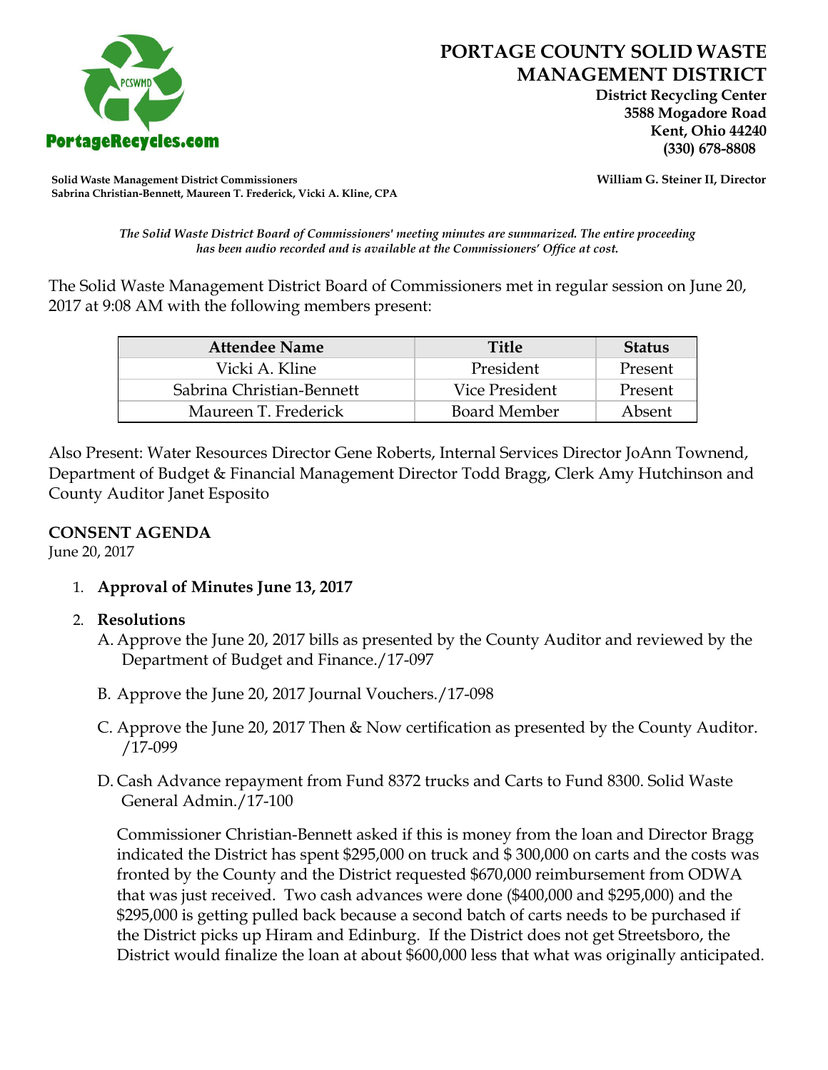# PORTAGE COUNTY SOLID WASTE MANAGEMENT DISTRICT

**District Recycling Center**
**3588 Mogadore Road**
**Kent, Ohio 44240**
**(330) 678-8808**

PortageRecycles.com

**Solid Waste Management District Commissioners**
**Sabrina Christian-Bennett, Maureen T. Frederick, Vicki A. Kline, CPA**

**William G. Steiner II, Director**

*The Solid Waste District Board of Commissioners' meeting minutes are summarized. The entire proceeding has been audio recorded and is available at the Commissioners' Office at cost.*

The Solid Waste Management District Board of Commissioners met in regular session on June 20, 2017 at 9:08 AM with the following members present:

| Attendee Name | Title | Status |
|---|---|---|
| Vicki A. Kline | President | Present |
| Sabrina Christian-Bennett | Vice President | Present |
| Maureen T. Frederick | Board Member | Absent |

Also Present: Water Resources Director Gene Roberts, Internal Services Director JoAnn Townend, Department of Budget & Financial Management Director Todd Bragg, Clerk Amy Hutchinson and County Auditor Janet Esposito

## CONSENT AGENDA

June 20, 2017

1. **Approval of Minutes June 13, 2017**

2. **Resolutions**

   A. Approve the June 20, 2017 bills as presented by the County Auditor and reviewed by the Department of Budget and Finance./17-097

   B. Approve the June 20, 2017 Journal Vouchers./17-098

   C. Approve the June 20, 2017 Then & Now certification as presented by the County Auditor. /17-099

   D. Cash Advance repayment from Fund 8372 trucks and Carts to Fund 8300. Solid Waste General Admin./17-100

   Commissioner Christian-Bennett asked if this is money from the loan and Director Bragg indicated the District has spent $295,000 on truck and $ 300,000 on carts and the costs was fronted by the County and the District requested $670,000 reimbursement from ODWA that was just received. Two cash advances were done ($400,000 and $295,000) and the $295,000 is getting pulled back because a second batch of carts needs to be purchased if the District picks up Hiram and Edinburg. If the District does not get Streetsboro, the District would finalize the loan at about $600,000 less that what was originally anticipated.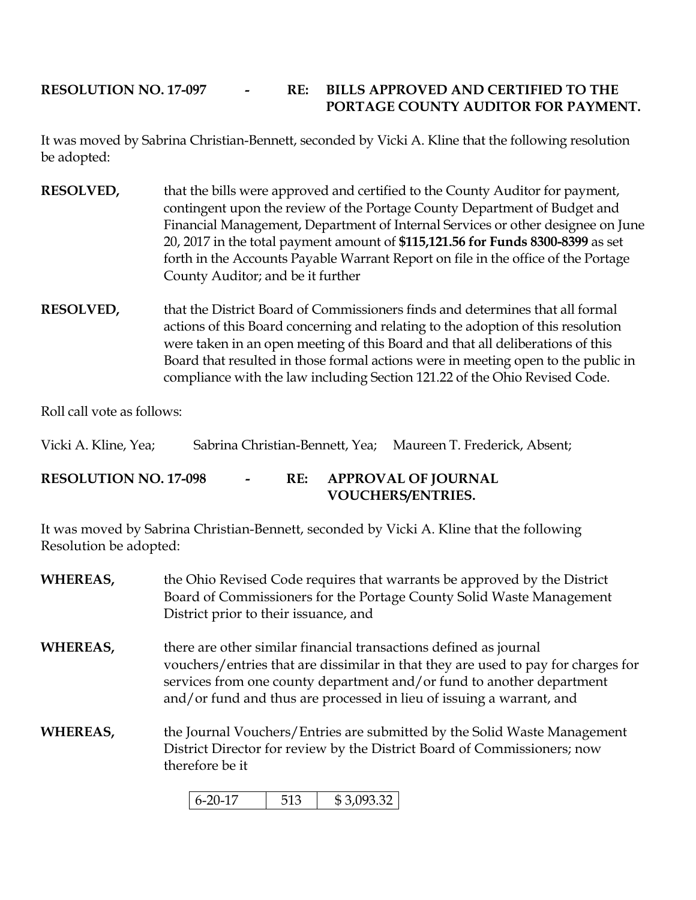**RESOLUTION NO. 17-097 - RE: BILLS APPROVED AND CERTIFIED TO THE PORTAGE COUNTY AUDITOR FOR PAYMENT.**

It was moved by Sabrina Christian-Bennett, seconded by Vicki A. Kline that the following resolution be adopted:

**RESOLVED,** that the bills were approved and certified to the County Auditor for payment, contingent upon the review of the Portage County Department of Budget and Financial Management, Department of Internal Services or other designee on June 20, 2017 in the total payment amount of **$115,121.56 for Funds 8300-8399** as set forth in the Accounts Payable Warrant Report on file in the office of the Portage County Auditor; and be it further

**RESOLVED,** that the District Board of Commissioners finds and determines that all formal actions of this Board concerning and relating to the adoption of this resolution were taken in an open meeting of this Board and that all deliberations of this Board that resulted in those formal actions were in meeting open to the public in compliance with the law including Section 121.22 of the Ohio Revised Code.

Roll call vote as follows:

Vicki A. Kline, Yea; Sabrina Christian-Bennett, Yea; Maureen T. Frederick, Absent;

**RESOLUTION NO. 17-098 - RE: APPROVAL OF JOURNAL VOUCHERS/ENTRIES.**

It was moved by Sabrina Christian-Bennett, seconded by Vicki A. Kline that the following Resolution be adopted:

**WHEREAS,** the Ohio Revised Code requires that warrants be approved by the District Board of Commissioners for the Portage County Solid Waste Management District prior to their issuance, and

**WHEREAS,** there are other similar financial transactions defined as journal vouchers/entries that are dissimilar in that they are used to pay for charges for services from one county department and/or fund to another department and/or fund and thus are processed in lieu of issuing a warrant, and

**WHEREAS,** the Journal Vouchers/Entries are submitted by the Solid Waste Management District Director for review by the District Board of Commissioners; now therefore be it

| 6-20-17 | 513 | $ 3,093.32 |
|---|---|---|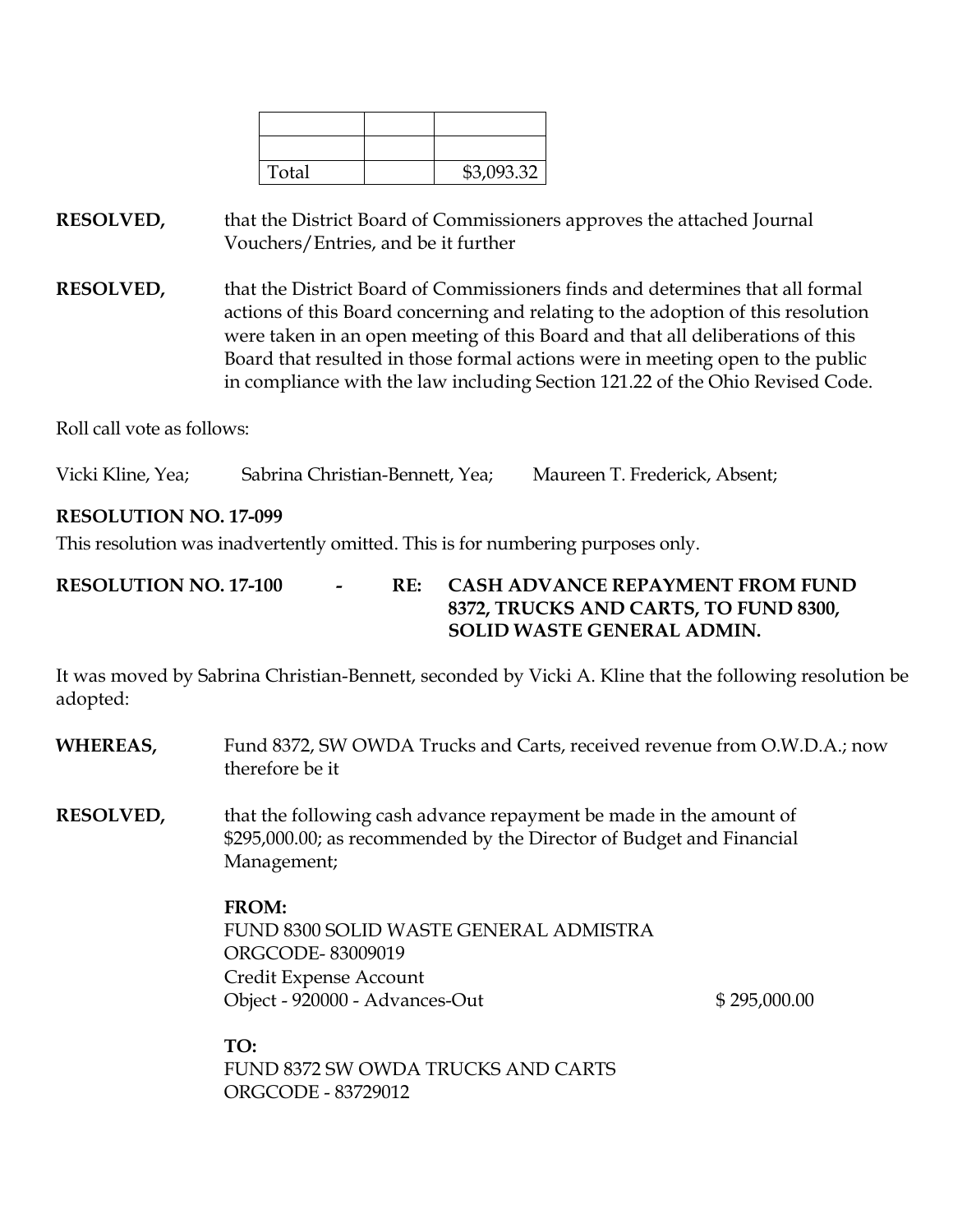| | | |
|---|---|---|
| | | |
| | | |
| Total | | $3,093.32 |

**RESOLVED,** that the District Board of Commissioners approves the attached Journal Vouchers/Entries, and be it further

**RESOLVED,** that the District Board of Commissioners finds and determines that all formal actions of this Board concerning and relating to the adoption of this resolution were taken in an open meeting of this Board and that all deliberations of this Board that resulted in those formal actions were in meeting open to the public in compliance with the law including Section 121.22 of the Ohio Revised Code.

Roll call vote as follows:

Vicki Kline, Yea; Sabrina Christian-Bennett, Yea; Maureen T. Frederick, Absent;

**RESOLUTION NO. 17-099**

This resolution was inadvertently omitted. This is for numbering purposes only.

**RESOLUTION NO. 17-100 - RE: CASH ADVANCE REPAYMENT FROM FUND 8372, TRUCKS AND CARTS, TO FUND 8300, SOLID WASTE GENERAL ADMIN.**

It was moved by Sabrina Christian-Bennett, seconded by Vicki A. Kline that the following resolution be adopted:

**WHEREAS,** Fund 8372, SW OWDA Trucks and Carts, received revenue from O.W.D.A.; now therefore be it

**RESOLVED,** that the following cash advance repayment be made in the amount of $295,000.00; as recommended by the Director of Budget and Financial Management;

**FROM:**
FUND 8300 SOLID WASTE GENERAL ADMISTRA
ORGCODE- 83009019
Credit Expense Account
Object - 920000 - Advances-Out $ 295,000.00

**TO:**
FUND 8372 SW OWDA TRUCKS AND CARTS
ORGCODE - 83729012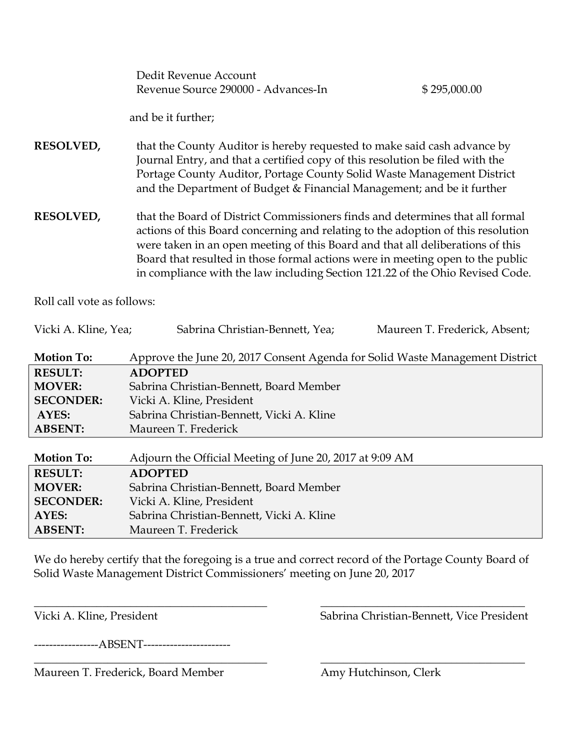Dedit Revenue Account
Revenue Source 290000 - Advances-In $ 295,000.00

and be it further;

**RESOLVED,** that the County Auditor is hereby requested to make said cash advance by Journal Entry, and that a certified copy of this resolution be filed with the Portage County Auditor, Portage County Solid Waste Management District and the Department of Budget & Financial Management; and be it further

**RESOLVED,** that the Board of District Commissioners finds and determines that all formal actions of this Board concerning and relating to the adoption of this resolution were taken in an open meeting of this Board and that all deliberations of this Board that resulted in those formal actions were in meeting open to the public in compliance with the law including Section 121.22 of the Ohio Revised Code.

Roll call vote as follows:

Vicki A. Kline, Yea; Sabrina Christian-Bennett, Yea; Maureen T. Frederick, Absent;

| **Motion To:** | Approve the June 20, 2017 Consent Agenda for Solid Waste Management District |
|---|---|
| **RESULT:** | **ADOPTED** |
| **MOVER:** | Sabrina Christian-Bennett, Board Member |
| **SECONDER:** | Vicki A. Kline, President |
| **AYES:** | Sabrina Christian-Bennett, Vicki A. Kline |
| **ABSENT:** | Maureen T. Frederick |

| **Motion To:** | Adjourn the Official Meeting of June 20, 2017 at 9:09 AM |
|---|---|
| **RESULT:** | **ADOPTED** |
| **MOVER:** | Sabrina Christian-Bennett, Board Member |
| **SECONDER:** | Vicki A. Kline, President |
| **AYES:** | Sabrina Christian-Bennett, Vicki A. Kline |
| **ABSENT:** | Maureen T. Frederick |

We do hereby certify that the foregoing is a true and correct record of the Portage County Board of Solid Waste Management District Commissioners' meeting on June 20, 2017

_______________________________________
Vicki A. Kline, President

_______________________________________
Sabrina Christian-Bennett, Vice President

-----------------ABSENT-----------------------
_______________________________________
Maureen T. Frederick, Board Member

_______________________________________
Amy Hutchinson, Clerk